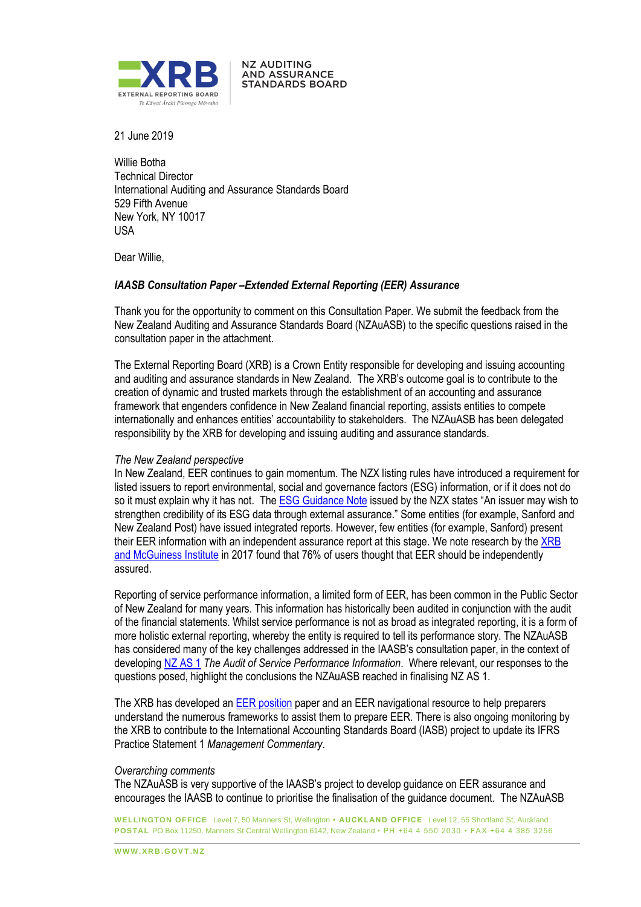XRB EXTERNAL REPORTING BOARD
Te Kāwai Ārahi Pūrongo Mōwaho

NZ AUDITING AND ASSURANCE STANDARDS BOARD

21 June 2019

Willie Botha
Technical Director
International Auditing and Assurance Standards Board
529 Fifth Avenue
New York, NY 10017
USA

Dear Willie,

***IAASB Consultation Paper –Extended External Reporting (EER) Assurance***

Thank you for the opportunity to comment on this Consultation Paper. We submit the feedback from the New Zealand Auditing and Assurance Standards Board (NZAuASB) to the specific questions raised in the consultation paper in the attachment.

The External Reporting Board (XRB) is a Crown Entity responsible for developing and issuing accounting and auditing and assurance standards in New Zealand. The XRB's outcome goal is to contribute to the creation of dynamic and trusted markets through the establishment of an accounting and assurance framework that engenders confidence in New Zealand financial reporting, assists entities to compete internationally and enhances entities' accountability to stakeholders. The NZAuASB has been delegated responsibility by the XRB for developing and issuing auditing and assurance standards.

*The New Zealand perspective*

In New Zealand, EER continues to gain momentum. The NZX listing rules have introduced a requirement for listed issuers to report environmental, social and governance factors (ESG) information, or if it does not do so it must explain why it has not. The ESG Guidance Note issued by the NZX states "An issuer may wish to strengthen credibility of its ESG data through external assurance." Some entities (for example, Sanford and New Zealand Post) have issued integrated reports. However, few entities (for example, Sanford) present their EER information with an independent assurance report at this stage. We note research by the XRB and McGuiness Institute in 2017 found that 76% of users thought that EER should be independently assured.

Reporting of service performance information, a limited form of EER, has been common in the Public Sector of New Zealand for many years. This information has historically been audited in conjunction with the audit of the financial statements. Whilst service performance is not as broad as integrated reporting, it is a form of more holistic external reporting, whereby the entity is required to tell its performance story. The NZAuASB has considered many of the key challenges addressed in the IAASB's consultation paper, in the context of developing NZ AS 1 *The Audit of Service Performance Information*. Where relevant, our responses to the questions posed, highlight the conclusions the NZAuASB reached in finalising NZ AS 1.

The XRB has developed an EER position paper and an EER navigational resource to help preparers understand the numerous frameworks to assist them to prepare EER. There is also ongoing monitoring by the XRB to contribute to the International Accounting Standards Board (IASB) project to update its IFRS Practice Statement 1 *Management Commentary*.

*Overarching comments*

The NZAuASB is very supportive of the IAASB's project to develop guidance on EER assurance and encourages the IAASB to continue to prioritise the finalisation of the guidance document. The NZAuASB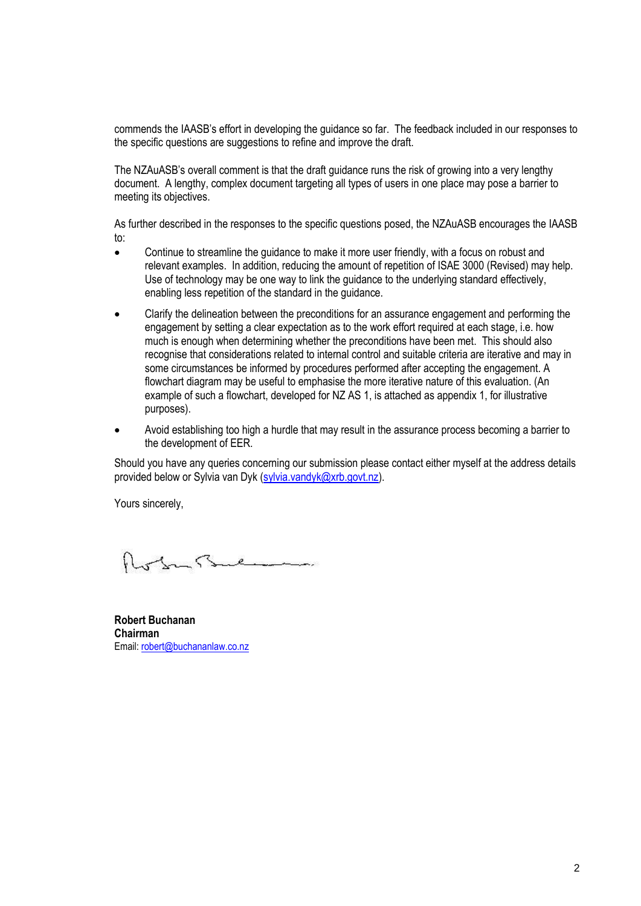commends the IAASB's effort in developing the guidance so far. The feedback included in our responses to the specific questions are suggestions to refine and improve the draft.

The NZAuASB's overall comment is that the draft guidance runs the risk of growing into a very lengthy document. A lengthy, complex document targeting all types of users in one place may pose a barrier to meeting its objectives.

As further described in the responses to the specific questions posed, the NZAuASB encourages the IAASB to:

- Continue to streamline the guidance to make it more user friendly, with a focus on robust and relevant examples. In addition, reducing the amount of repetition of ISAE 3000 (Revised) may help. Use of technology may be one way to link the guidance to the underlying standard effectively, enabling less repetition of the standard in the guidance.
- Clarify the delineation between the preconditions for an assurance engagement and performing the engagement by setting a clear expectation as to the work effort required at each stage, i.e. how much is enough when determining whether the preconditions have been met. This should also recognise that considerations related to internal control and suitable criteria are iterative and may in some circumstances be informed by procedures performed after accepting the engagement. A flowchart diagram may be useful to emphasise the more iterative nature of this evaluation. (An example of such a flowchart, developed for NZ AS 1, is attached as appendix 1, for illustrative purposes).
- Avoid establishing too high a hurdle that may result in the assurance process becoming a barrier to the development of EER.

Should you have any queries concerning our submission please contact either myself at the address details provided below or Sylvia van Dyk (sylvia.vandyk@xrb.govt.nz).

Yours sincerely,

**Robert Buchanan**
**Chairman**
Email: robert@buchananlaw.co.nz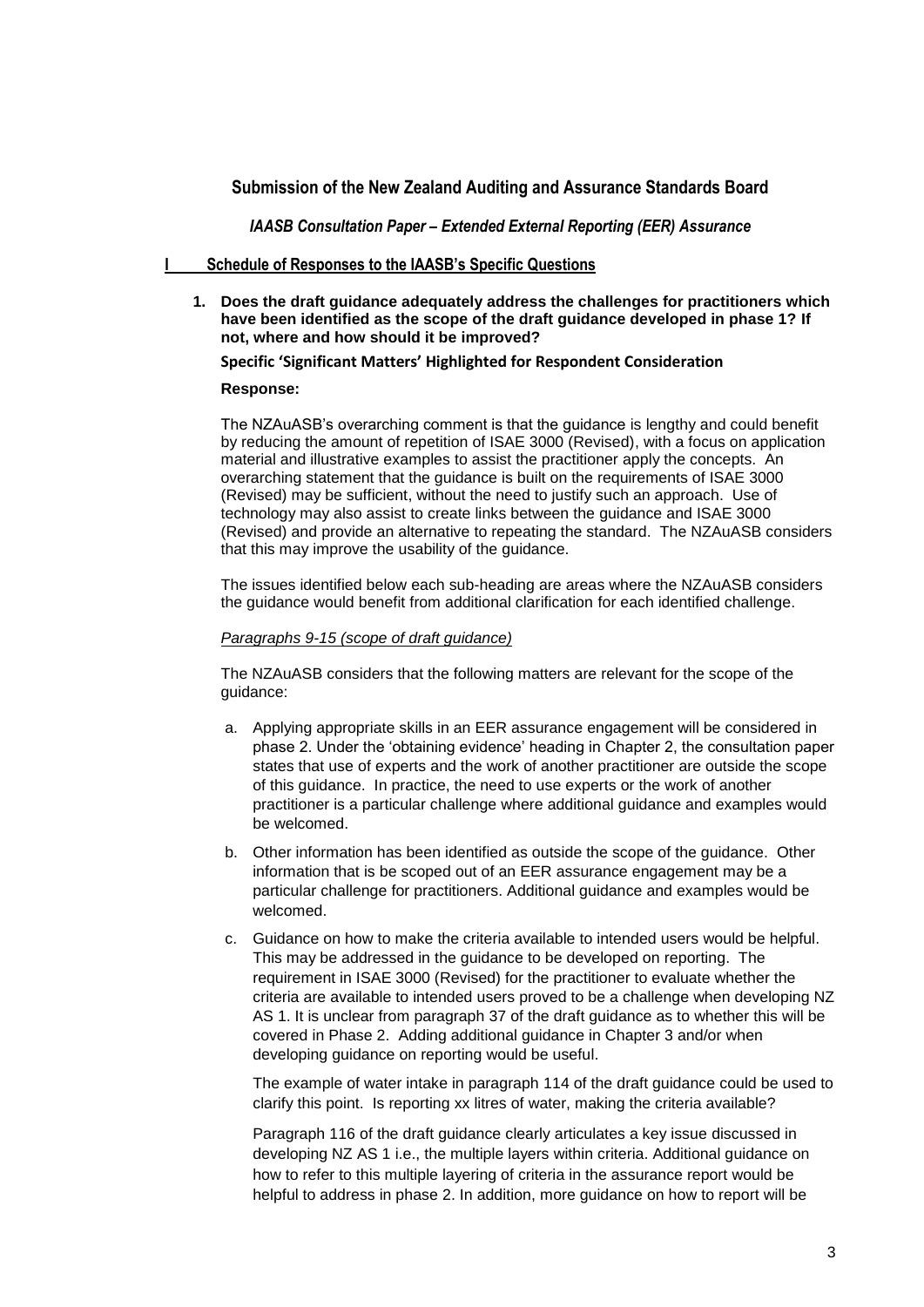## Submission of the New Zealand Auditing and Assurance Standards Board

### *IAASB Consultation Paper – Extended External Reporting (EER) Assurance*

### I Schedule of Responses to the IAASB's Specific Questions

**1. Does the draft guidance adequately address the challenges for practitioners which have been identified as the scope of the draft guidance developed in phase 1? If not, where and how should it be improved?**

**Specific 'Significant Matters' Highlighted for Respondent Consideration**

**Response:**

The NZAuASB's overarching comment is that the guidance is lengthy and could benefit by reducing the amount of repetition of ISAE 3000 (Revised), with a focus on application material and illustrative examples to assist the practitioner apply the concepts. An overarching statement that the guidance is built on the requirements of ISAE 3000 (Revised) may be sufficient, without the need to justify such an approach. Use of technology may also assist to create links between the guidance and ISAE 3000 (Revised) and provide an alternative to repeating the standard. The NZAuASB considers that this may improve the usability of the guidance.

The issues identified below each sub-heading are areas where the NZAuASB considers the guidance would benefit from additional clarification for each identified challenge.

*Paragraphs 9-15 (scope of draft guidance)*

The NZAuASB considers that the following matters are relevant for the scope of the guidance:

a. Applying appropriate skills in an EER assurance engagement will be considered in phase 2. Under the 'obtaining evidence' heading in Chapter 2, the consultation paper states that use of experts and the work of another practitioner are outside the scope of this guidance. In practice, the need to use experts or the work of another practitioner is a particular challenge where additional guidance and examples would be welcomed.

b. Other information has been identified as outside the scope of the guidance. Other information that is be scoped out of an EER assurance engagement may be a particular challenge for practitioners. Additional guidance and examples would be welcomed.

c. Guidance on how to make the criteria available to intended users would be helpful. This may be addressed in the guidance to be developed on reporting. The requirement in ISAE 3000 (Revised) for the practitioner to evaluate whether the criteria are available to intended users proved to be a challenge when developing NZ AS 1. It is unclear from paragraph 37 of the draft guidance as to whether this will be covered in Phase 2. Adding additional guidance in Chapter 3 and/or when developing guidance on reporting would be useful.

   The example of water intake in paragraph 114 of the draft guidance could be used to clarify this point. Is reporting xx litres of water, making the criteria available?

   Paragraph 116 of the draft guidance clearly articulates a key issue discussed in developing NZ AS 1 i.e., the multiple layers within criteria. Additional guidance on how to refer to this multiple layering of criteria in the assurance report would be helpful to address in phase 2. In addition, more guidance on how to report will be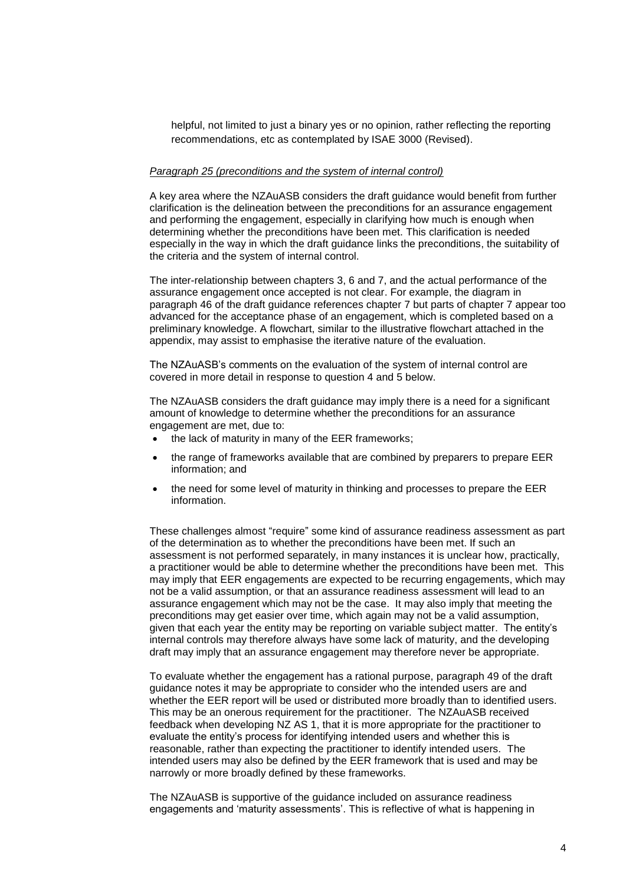helpful, not limited to just a binary yes or no opinion, rather reflecting the reporting recommendations, etc as contemplated by ISAE 3000 (Revised).

*Paragraph 25 (preconditions and the system of internal control)*

A key area where the NZAuASB considers the draft guidance would benefit from further clarification is the delineation between the preconditions for an assurance engagement and performing the engagement, especially in clarifying how much is enough when determining whether the preconditions have been met. This clarification is needed especially in the way in which the draft guidance links the preconditions, the suitability of the criteria and the system of internal control.

The inter-relationship between chapters 3, 6 and 7, and the actual performance of the assurance engagement once accepted is not clear. For example, the diagram in paragraph 46 of the draft guidance references chapter 7 but parts of chapter 7 appear too advanced for the acceptance phase of an engagement, which is completed based on a preliminary knowledge. A flowchart, similar to the illustrative flowchart attached in the appendix, may assist to emphasise the iterative nature of the evaluation.

The NZAuASB's comments on the evaluation of the system of internal control are covered in more detail in response to question 4 and 5 below.

The NZAuASB considers the draft guidance may imply there is a need for a significant amount of knowledge to determine whether the preconditions for an assurance engagement are met, due to:

- the lack of maturity in many of the EER frameworks;
- the range of frameworks available that are combined by preparers to prepare EER information; and
- the need for some level of maturity in thinking and processes to prepare the EER information.

These challenges almost "require" some kind of assurance readiness assessment as part of the determination as to whether the preconditions have been met. If such an assessment is not performed separately, in many instances it is unclear how, practically, a practitioner would be able to determine whether the preconditions have been met. This may imply that EER engagements are expected to be recurring engagements, which may not be a valid assumption, or that an assurance readiness assessment will lead to an assurance engagement which may not be the case. It may also imply that meeting the preconditions may get easier over time, which again may not be a valid assumption, given that each year the entity may be reporting on variable subject matter. The entity's internal controls may therefore always have some lack of maturity, and the developing draft may imply that an assurance engagement may therefore never be appropriate.

To evaluate whether the engagement has a rational purpose, paragraph 49 of the draft guidance notes it may be appropriate to consider who the intended users are and whether the EER report will be used or distributed more broadly than to identified users. This may be an onerous requirement for the practitioner. The NZAuASB received feedback when developing NZ AS 1, that it is more appropriate for the practitioner to evaluate the entity's process for identifying intended users and whether this is reasonable, rather than expecting the practitioner to identify intended users. The intended users may also be defined by the EER framework that is used and may be narrowly or more broadly defined by these frameworks.

The NZAuASB is supportive of the guidance included on assurance readiness engagements and 'maturity assessments'. This is reflective of what is happening in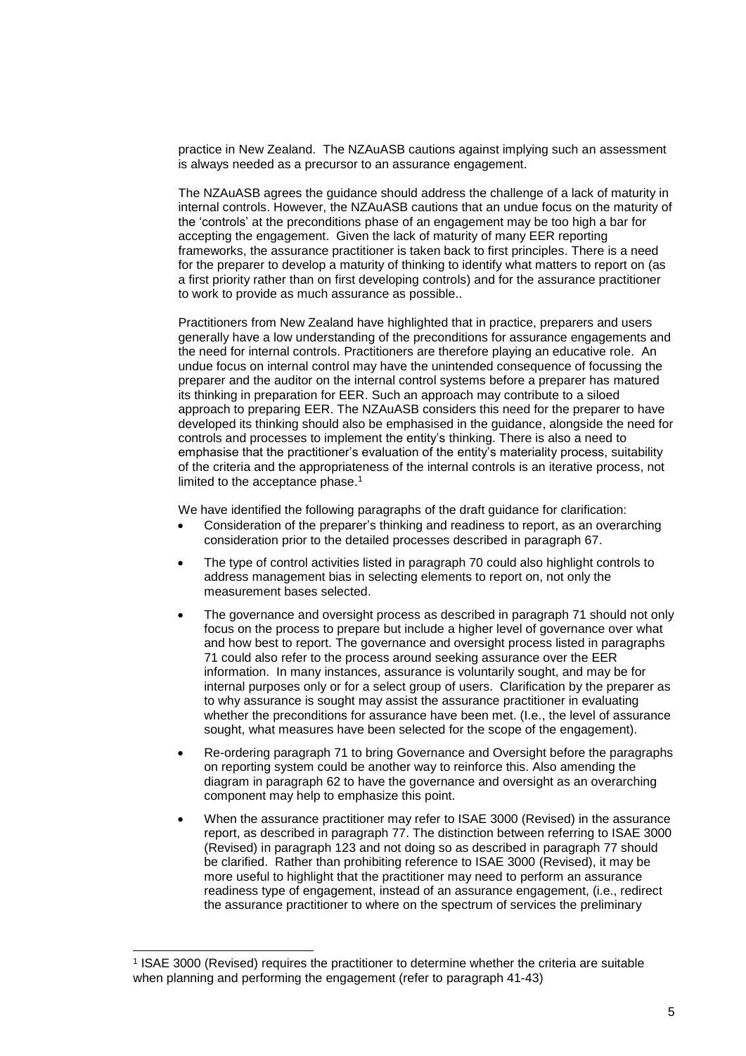practice in New Zealand. The NZAuASB cautions against implying such an assessment is always needed as a precursor to an assurance engagement.

The NZAuASB agrees the guidance should address the challenge of a lack of maturity in internal controls. However, the NZAuASB cautions that an undue focus on the maturity of the 'controls' at the preconditions phase of an engagement may be too high a bar for accepting the engagement. Given the lack of maturity of many EER reporting frameworks, the assurance practitioner is taken back to first principles. There is a need for the preparer to develop a maturity of thinking to identify what matters to report on (as a first priority rather than on first developing controls) and for the assurance practitioner to work to provide as much assurance as possible..

Practitioners from New Zealand have highlighted that in practice, preparers and users generally have a low understanding of the preconditions for assurance engagements and the need for internal controls. Practitioners are therefore playing an educative role. An undue focus on internal control may have the unintended consequence of focussing the preparer and the auditor on the internal control systems before a preparer has matured its thinking in preparation for EER. Such an approach may contribute to a siloed approach to preparing EER. The NZAuASB considers this need for the preparer to have developed its thinking should also be emphasised in the guidance, alongside the need for controls and processes to implement the entity's thinking. There is also a need to emphasise that the practitioner's evaluation of the entity's materiality process, suitability of the criteria and the appropriateness of the internal controls is an iterative process, not limited to the acceptance phase.[1]

We have identified the following paragraphs of the draft guidance for clarification:

- Consideration of the preparer's thinking and readiness to report, as an overarching consideration prior to the detailed processes described in paragraph 67.
- The type of control activities listed in paragraph 70 could also highlight controls to address management bias in selecting elements to report on, not only the measurement bases selected.
- The governance and oversight process as described in paragraph 71 should not only focus on the process to prepare but include a higher level of governance over what and how best to report. The governance and oversight process listed in paragraphs 71 could also refer to the process around seeking assurance over the EER information. In many instances, assurance is voluntarily sought, and may be for internal purposes only or for a select group of users. Clarification by the preparer as to why assurance is sought may assist the assurance practitioner in evaluating whether the preconditions for assurance have been met. (I.e., the level of assurance sought, what measures have been selected for the scope of the engagement).
- Re-ordering paragraph 71 to bring Governance and Oversight before the paragraphs on reporting system could be another way to reinforce this. Also amending the diagram in paragraph 62 to have the governance and oversight as an overarching component may help to emphasize this point.
- When the assurance practitioner may refer to ISAE 3000 (Revised) in the assurance report, as described in paragraph 77. The distinction between referring to ISAE 3000 (Revised) in paragraph 123 and not doing so as described in paragraph 77 should be clarified. Rather than prohibiting reference to ISAE 3000 (Revised), it may be more useful to highlight that the practitioner may need to perform an assurance readiness type of engagement, instead of an assurance engagement, (i.e., redirect the assurance practitioner to where on the spectrum of services the preliminary

[1] ISAE 3000 (Revised) requires the practitioner to determine whether the criteria are suitable when planning and performing the engagement (refer to paragraph 41-43)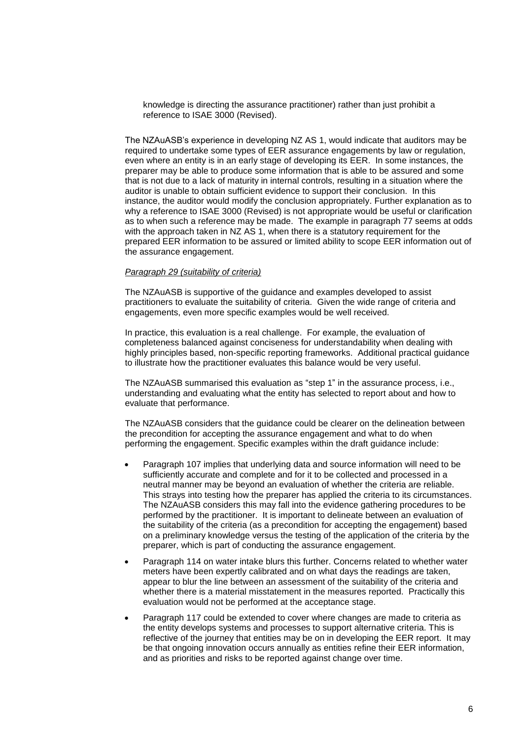knowledge is directing the assurance practitioner) rather than just prohibit a reference to ISAE 3000 (Revised).

The NZAuASB's experience in developing NZ AS 1, would indicate that auditors may be required to undertake some types of EER assurance engagements by law or regulation, even where an entity is in an early stage of developing its EER. In some instances, the preparer may be able to produce some information that is able to be assured and some that is not due to a lack of maturity in internal controls, resulting in a situation where the auditor is unable to obtain sufficient evidence to support their conclusion. In this instance, the auditor would modify the conclusion appropriately. Further explanation as to why a reference to ISAE 3000 (Revised) is not appropriate would be useful or clarification as to when such a reference may be made. The example in paragraph 77 seems at odds with the approach taken in NZ AS 1, when there is a statutory requirement for the prepared EER information to be assured or limited ability to scope EER information out of the assurance engagement.

*Paragraph 29 (suitability of criteria)*

The NZAuASB is supportive of the guidance and examples developed to assist practitioners to evaluate the suitability of criteria. Given the wide range of criteria and engagements, even more specific examples would be well received.

In practice, this evaluation is a real challenge. For example, the evaluation of completeness balanced against conciseness for understandability when dealing with highly principles based, non-specific reporting frameworks. Additional practical guidance to illustrate how the practitioner evaluates this balance would be very useful.

The NZAuASB summarised this evaluation as "step 1" in the assurance process, i.e., understanding and evaluating what the entity has selected to report about and how to evaluate that performance.

The NZAuASB considers that the guidance could be clearer on the delineation between the precondition for accepting the assurance engagement and what to do when performing the engagement. Specific examples within the draft guidance include:

- Paragraph 107 implies that underlying data and source information will need to be sufficiently accurate and complete and for it to be collected and processed in a neutral manner may be beyond an evaluation of whether the criteria are reliable. This strays into testing how the preparer has applied the criteria to its circumstances. The NZAuASB considers this may fall into the evidence gathering procedures to be performed by the practitioner. It is important to delineate between an evaluation of the suitability of the criteria (as a precondition for accepting the engagement) based on a preliminary knowledge versus the testing of the application of the criteria by the preparer, which is part of conducting the assurance engagement.
- Paragraph 114 on water intake blurs this further. Concerns related to whether water meters have been expertly calibrated and on what days the readings are taken, appear to blur the line between an assessment of the suitability of the criteria and whether there is a material misstatement in the measures reported. Practically this evaluation would not be performed at the acceptance stage.
- Paragraph 117 could be extended to cover where changes are made to criteria as the entity develops systems and processes to support alternative criteria. This is reflective of the journey that entities may be on in developing the EER report. It may be that ongoing innovation occurs annually as entities refine their EER information, and as priorities and risks to be reported against change over time.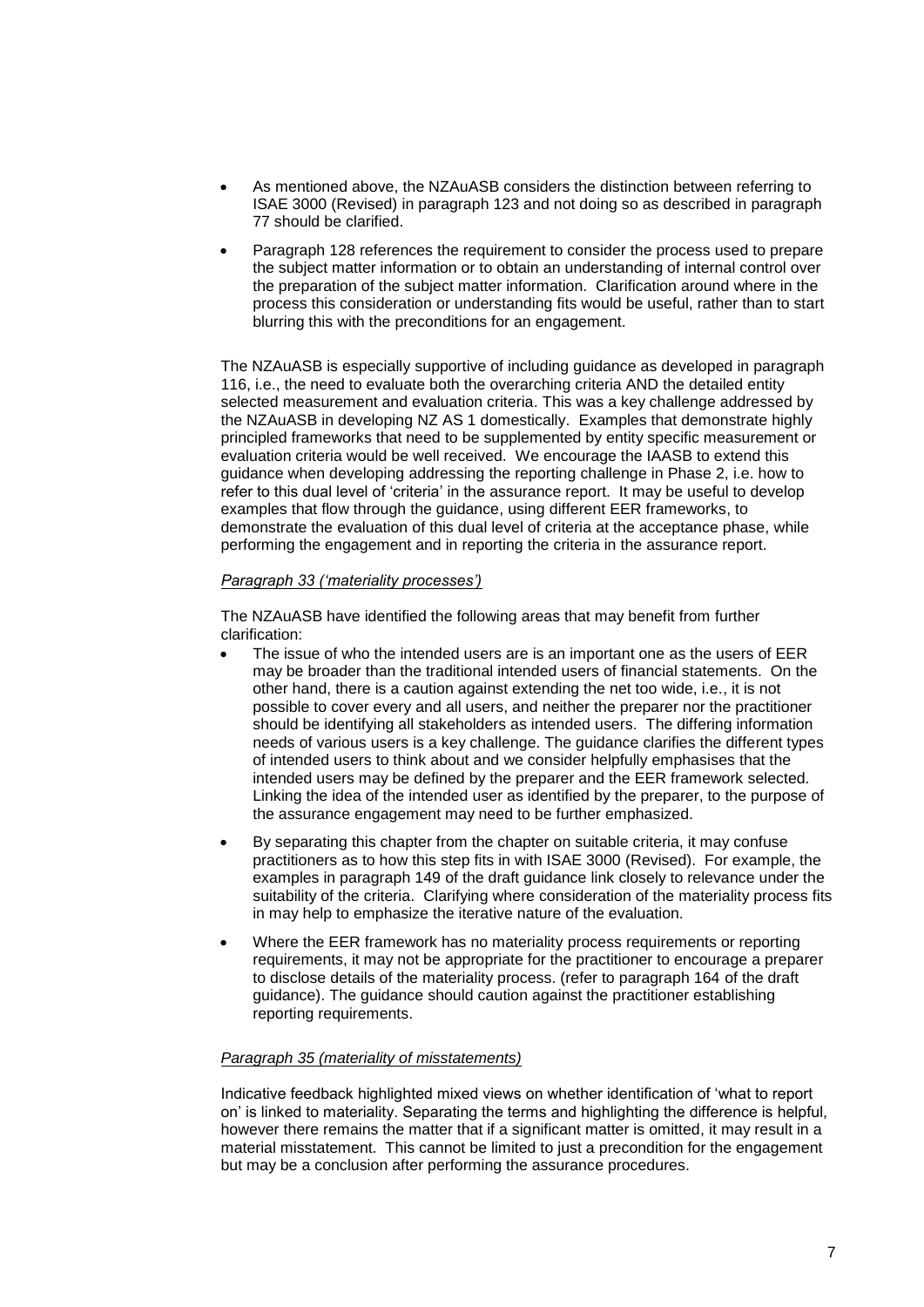- As mentioned above, the NZAuASB considers the distinction between referring to ISAE 3000 (Revised) in paragraph 123 and not doing so as described in paragraph 77 should be clarified.
- Paragraph 128 references the requirement to consider the process used to prepare the subject matter information or to obtain an understanding of internal control over the preparation of the subject matter information. Clarification around where in the process this consideration or understanding fits would be useful, rather than to start blurring this with the preconditions for an engagement.

The NZAuASB is especially supportive of including guidance as developed in paragraph 116, i.e., the need to evaluate both the overarching criteria AND the detailed entity selected measurement and evaluation criteria. This was a key challenge addressed by the NZAuASB in developing NZ AS 1 domestically. Examples that demonstrate highly principled frameworks that need to be supplemented by entity specific measurement or evaluation criteria would be well received. We encourage the IAASB to extend this guidance when developing addressing the reporting challenge in Phase 2, i.e. how to refer to this dual level of 'criteria' in the assurance report. It may be useful to develop examples that flow through the guidance, using different EER frameworks, to demonstrate the evaluation of this dual level of criteria at the acceptance phase, while performing the engagement and in reporting the criteria in the assurance report.

*Paragraph 33 ('materiality processes')*

The NZAuASB have identified the following areas that may benefit from further clarification:

- The issue of who the intended users are is an important one as the users of EER may be broader than the traditional intended users of financial statements. On the other hand, there is a caution against extending the net too wide, i.e., it is not possible to cover every and all users, and neither the preparer nor the practitioner should be identifying all stakeholders as intended users. The differing information needs of various users is a key challenge. The guidance clarifies the different types of intended users to think about and we consider helpfully emphasises that the intended users may be defined by the preparer and the EER framework selected. Linking the idea of the intended user as identified by the preparer, to the purpose of the assurance engagement may need to be further emphasized.
- By separating this chapter from the chapter on suitable criteria, it may confuse practitioners as to how this step fits in with ISAE 3000 (Revised). For example, the examples in paragraph 149 of the draft guidance link closely to relevance under the suitability of the criteria. Clarifying where consideration of the materiality process fits in may help to emphasize the iterative nature of the evaluation.
- Where the EER framework has no materiality process requirements or reporting requirements, it may not be appropriate for the practitioner to encourage a preparer to disclose details of the materiality process. (refer to paragraph 164 of the draft guidance). The guidance should caution against the practitioner establishing reporting requirements.

*Paragraph 35 (materiality of misstatements)*

Indicative feedback highlighted mixed views on whether identification of 'what to report on' is linked to materiality. Separating the terms and highlighting the difference is helpful, however there remains the matter that if a significant matter is omitted, it may result in a material misstatement. This cannot be limited to just a precondition for the engagement but may be a conclusion after performing the assurance procedures.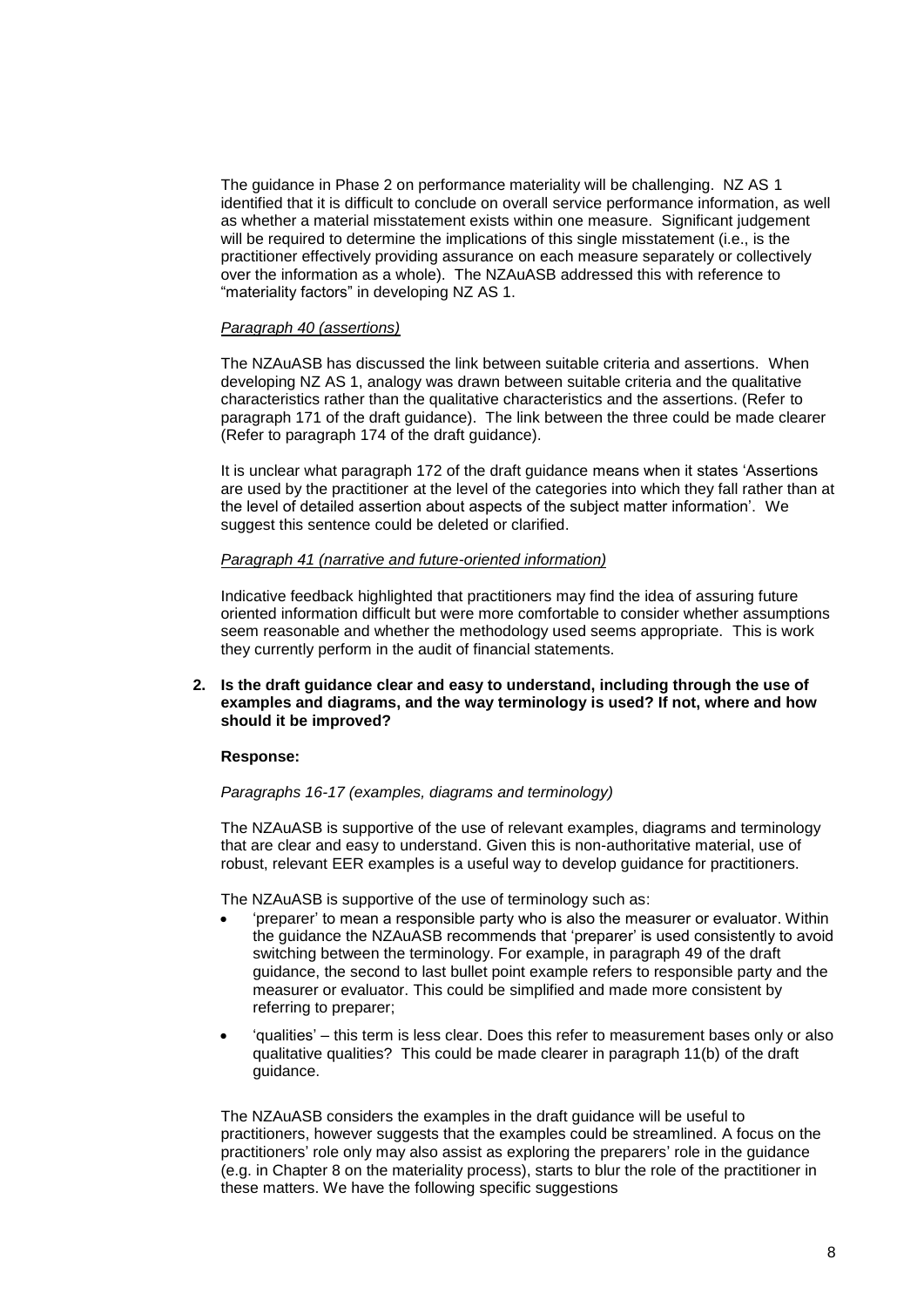The guidance in Phase 2 on performance materiality will be challenging. NZ AS 1 identified that it is difficult to conclude on overall service performance information, as well as whether a material misstatement exists within one measure. Significant judgement will be required to determine the implications of this single misstatement (i.e., is the practitioner effectively providing assurance on each measure separately or collectively over the information as a whole). The NZAuASB addressed this with reference to "materiality factors" in developing NZ AS 1.

*Paragraph 40 (assertions)*

The NZAuASB has discussed the link between suitable criteria and assertions. When developing NZ AS 1, analogy was drawn between suitable criteria and the qualitative characteristics rather than the qualitative characteristics and the assertions. (Refer to paragraph 171 of the draft guidance). The link between the three could be made clearer (Refer to paragraph 174 of the draft guidance).

It is unclear what paragraph 172 of the draft guidance means when it states 'Assertions are used by the practitioner at the level of the categories into which they fall rather than at the level of detailed assertion about aspects of the subject matter information'. We suggest this sentence could be deleted or clarified.

*Paragraph 41 (narrative and future-oriented information)*

Indicative feedback highlighted that practitioners may find the idea of assuring future oriented information difficult but were more comfortable to consider whether assumptions seem reasonable and whether the methodology used seems appropriate. This is work they currently perform in the audit of financial statements.

**2. Is the draft guidance clear and easy to understand, including through the use of examples and diagrams, and the way terminology is used? If not, where and how should it be improved?**

**Response:**

*Paragraphs 16-17 (examples, diagrams and terminology)*

The NZAuASB is supportive of the use of relevant examples, diagrams and terminology that are clear and easy to understand. Given this is non-authoritative material, use of robust, relevant EER examples is a useful way to develop guidance for practitioners.

The NZAuASB is supportive of the use of terminology such as:

- 'preparer' to mean a responsible party who is also the measurer or evaluator. Within the guidance the NZAuASB recommends that 'preparer' is used consistently to avoid switching between the terminology. For example, in paragraph 49 of the draft guidance, the second to last bullet point example refers to responsible party and the measurer or evaluator. This could be simplified and made more consistent by referring to preparer;
- 'qualities' – this term is less clear. Does this refer to measurement bases only or also qualitative qualities? This could be made clearer in paragraph 11(b) of the draft guidance.

The NZAuASB considers the examples in the draft guidance will be useful to practitioners, however suggests that the examples could be streamlined. A focus on the practitioners' role only may also assist as exploring the preparers' role in the guidance (e.g. in Chapter 8 on the materiality process), starts to blur the role of the practitioner in these matters. We have the following specific suggestions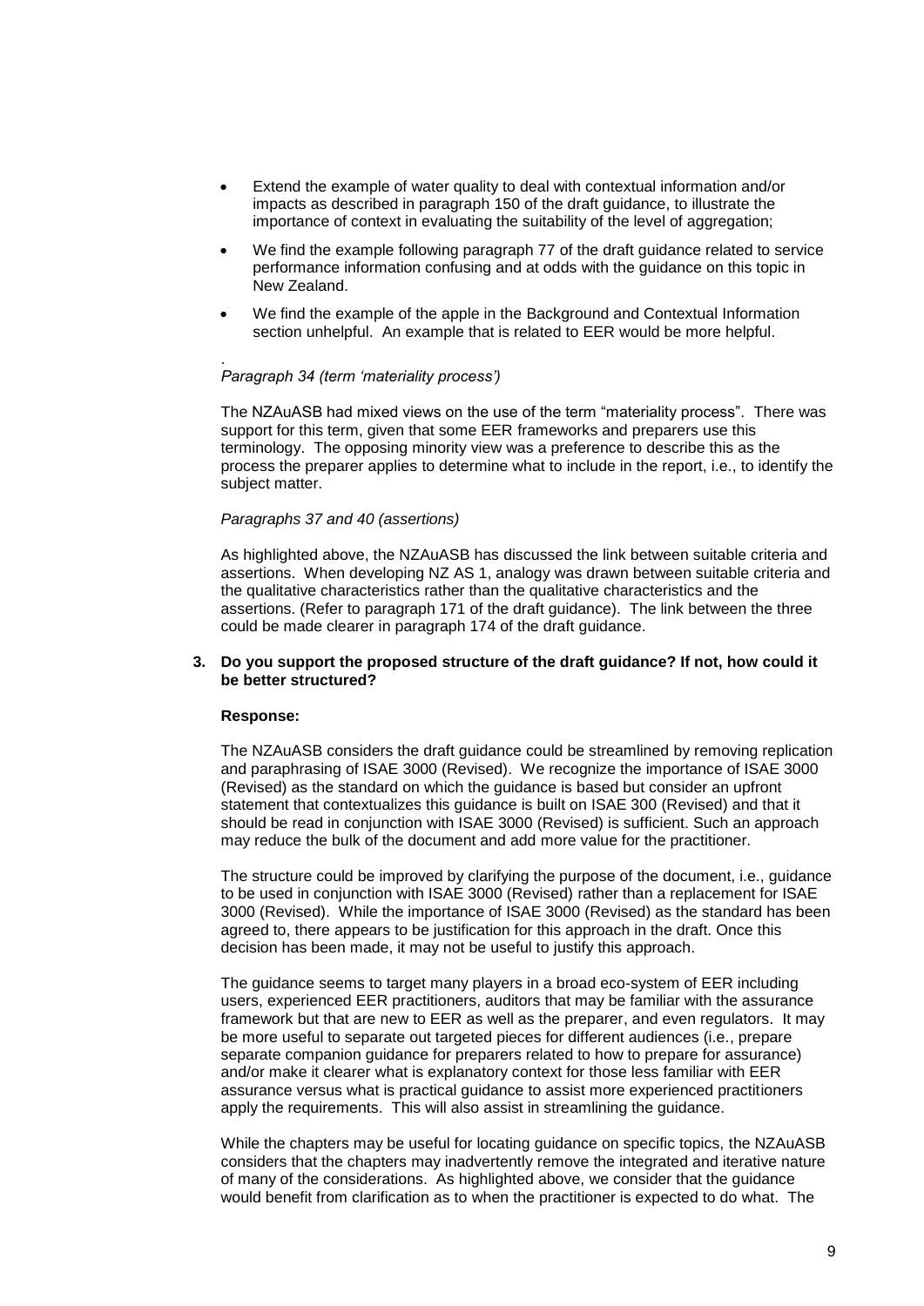- Extend the example of water quality to deal with contextual information and/or impacts as described in paragraph 150 of the draft guidance, to illustrate the importance of context in evaluating the suitability of the level of aggregation;
- We find the example following paragraph 77 of the draft guidance related to service performance information confusing and at odds with the guidance on this topic in New Zealand.
- We find the example of the apple in the Background and Contextual Information section unhelpful. An example that is related to EER would be more helpful.

.

*Paragraph 34 (term 'materiality process')*

The NZAuASB had mixed views on the use of the term "materiality process". There was support for this term, given that some EER frameworks and preparers use this terminology. The opposing minority view was a preference to describe this as the process the preparer applies to determine what to include in the report, i.e., to identify the subject matter.

*Paragraphs 37 and 40 (assertions)*

As highlighted above, the NZAuASB has discussed the link between suitable criteria and assertions. When developing NZ AS 1, analogy was drawn between suitable criteria and the qualitative characteristics rather than the qualitative characteristics and the assertions. (Refer to paragraph 171 of the draft guidance). The link between the three could be made clearer in paragraph 174 of the draft guidance.

**3. Do you support the proposed structure of the draft guidance? If not, how could it be better structured?**

**Response:**

The NZAuASB considers the draft guidance could be streamlined by removing replication and paraphrasing of ISAE 3000 (Revised). We recognize the importance of ISAE 3000 (Revised) as the standard on which the guidance is based but consider an upfront statement that contextualizes this guidance is built on ISAE 300 (Revised) and that it should be read in conjunction with ISAE 3000 (Revised) is sufficient. Such an approach may reduce the bulk of the document and add more value for the practitioner.

The structure could be improved by clarifying the purpose of the document, i.e., guidance to be used in conjunction with ISAE 3000 (Revised) rather than a replacement for ISAE 3000 (Revised). While the importance of ISAE 3000 (Revised) as the standard has been agreed to, there appears to be justification for this approach in the draft. Once this decision has been made, it may not be useful to justify this approach.

The guidance seems to target many players in a broad eco-system of EER including users, experienced EER practitioners, auditors that may be familiar with the assurance framework but that are new to EER as well as the preparer, and even regulators. It may be more useful to separate out targeted pieces for different audiences (i.e., prepare separate companion guidance for preparers related to how to prepare for assurance) and/or make it clearer what is explanatory context for those less familiar with EER assurance versus what is practical guidance to assist more experienced practitioners apply the requirements. This will also assist in streamlining the guidance.

While the chapters may be useful for locating guidance on specific topics, the NZAuASB considers that the chapters may inadvertently remove the integrated and iterative nature of many of the considerations. As highlighted above, we consider that the guidance would benefit from clarification as to when the practitioner is expected to do what. The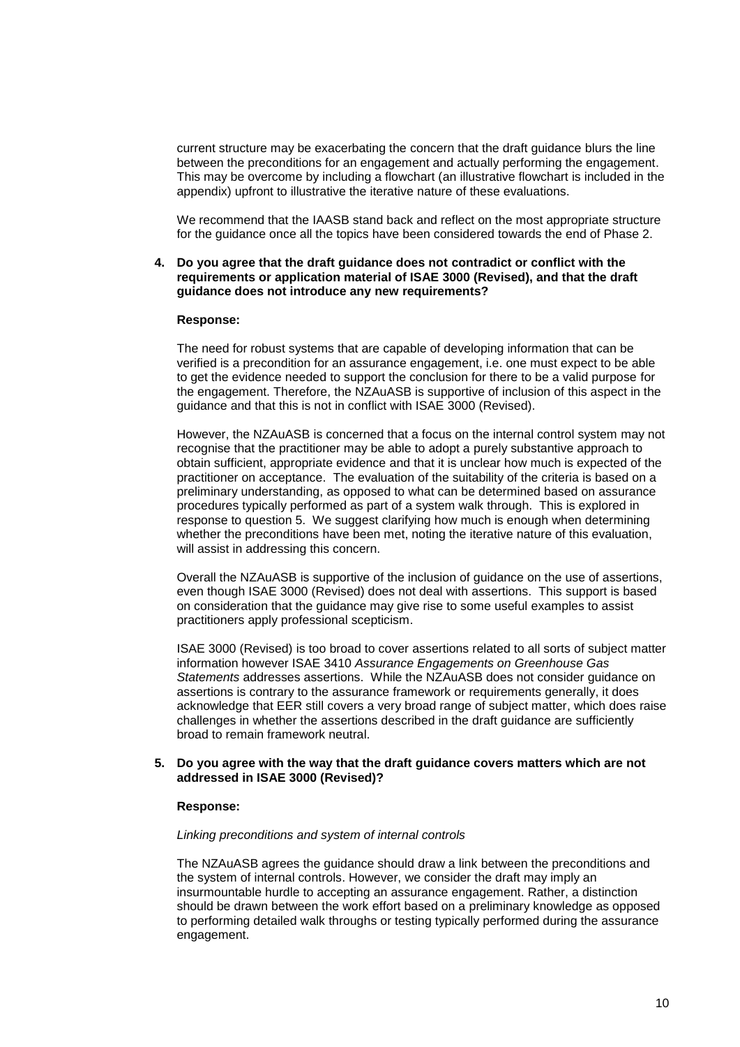current structure may be exacerbating the concern that the draft guidance blurs the line between the preconditions for an engagement and actually performing the engagement. This may be overcome by including a flowchart (an illustrative flowchart is included in the appendix) upfront to illustrative the iterative nature of these evaluations.

We recommend that the IAASB stand back and reflect on the most appropriate structure for the guidance once all the topics have been considered towards the end of Phase 2.

**4. Do you agree that the draft guidance does not contradict or conflict with the requirements or application material of ISAE 3000 (Revised), and that the draft guidance does not introduce any new requirements?**

**Response:**

The need for robust systems that are capable of developing information that can be verified is a precondition for an assurance engagement, i.e. one must expect to be able to get the evidence needed to support the conclusion for there to be a valid purpose for the engagement. Therefore, the NZAuASB is supportive of inclusion of this aspect in the guidance and that this is not in conflict with ISAE 3000 (Revised).

However, the NZAuASB is concerned that a focus on the internal control system may not recognise that the practitioner may be able to adopt a purely substantive approach to obtain sufficient, appropriate evidence and that it is unclear how much is expected of the practitioner on acceptance. The evaluation of the suitability of the criteria is based on a preliminary understanding, as opposed to what can be determined based on assurance procedures typically performed as part of a system walk through. This is explored in response to question 5. We suggest clarifying how much is enough when determining whether the preconditions have been met, noting the iterative nature of this evaluation, will assist in addressing this concern.

Overall the NZAuASB is supportive of the inclusion of guidance on the use of assertions, even though ISAE 3000 (Revised) does not deal with assertions. This support is based on consideration that the guidance may give rise to some useful examples to assist practitioners apply professional scepticism.

ISAE 3000 (Revised) is too broad to cover assertions related to all sorts of subject matter information however ISAE 3410 *Assurance Engagements on Greenhouse Gas Statements* addresses assertions. While the NZAuASB does not consider guidance on assertions is contrary to the assurance framework or requirements generally, it does acknowledge that EER still covers a very broad range of subject matter, which does raise challenges in whether the assertions described in the draft guidance are sufficiently broad to remain framework neutral.

**5. Do you agree with the way that the draft guidance covers matters which are not addressed in ISAE 3000 (Revised)?**

**Response:**

*Linking preconditions and system of internal controls*

The NZAuASB agrees the guidance should draw a link between the preconditions and the system of internal controls. However, we consider the draft may imply an insurmountable hurdle to accepting an assurance engagement. Rather, a distinction should be drawn between the work effort based on a preliminary knowledge as opposed to performing detailed walk throughs or testing typically performed during the assurance engagement.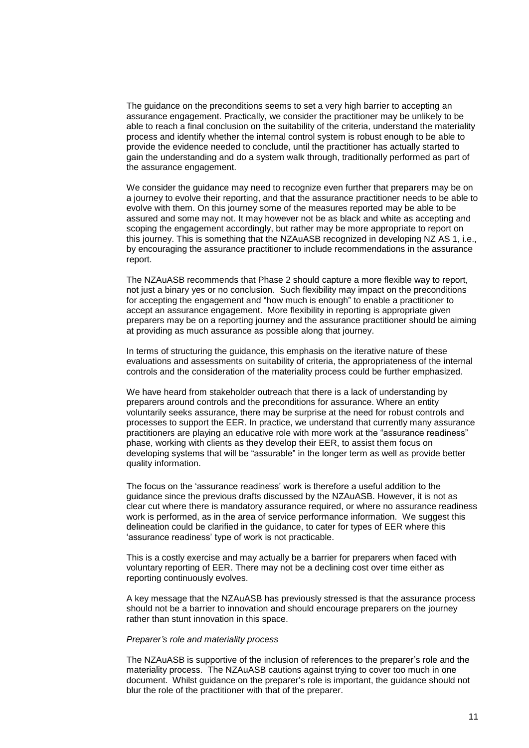The guidance on the preconditions seems to set a very high barrier to accepting an assurance engagement. Practically, we consider the practitioner may be unlikely to be able to reach a final conclusion on the suitability of the criteria, understand the materiality process and identify whether the internal control system is robust enough to be able to provide the evidence needed to conclude, until the practitioner has actually started to gain the understanding and do a system walk through, traditionally performed as part of the assurance engagement.

We consider the guidance may need to recognize even further that preparers may be on a journey to evolve their reporting, and that the assurance practitioner needs to be able to evolve with them. On this journey some of the measures reported may be able to be assured and some may not. It may however not be as black and white as accepting and scoping the engagement accordingly, but rather may be more appropriate to report on this journey. This is something that the NZAuASB recognized in developing NZ AS 1, i.e., by encouraging the assurance practitioner to include recommendations in the assurance report.

The NZAuASB recommends that Phase 2 should capture a more flexible way to report, not just a binary yes or no conclusion. Such flexibility may impact on the preconditions for accepting the engagement and "how much is enough" to enable a practitioner to accept an assurance engagement. More flexibility in reporting is appropriate given preparers may be on a reporting journey and the assurance practitioner should be aiming at providing as much assurance as possible along that journey.

In terms of structuring the guidance, this emphasis on the iterative nature of these evaluations and assessments on suitability of criteria, the appropriateness of the internal controls and the consideration of the materiality process could be further emphasized.

We have heard from stakeholder outreach that there is a lack of understanding by preparers around controls and the preconditions for assurance. Where an entity voluntarily seeks assurance, there may be surprise at the need for robust controls and processes to support the EER. In practice, we understand that currently many assurance practitioners are playing an educative role with more work at the "assurance readiness" phase, working with clients as they develop their EER, to assist them focus on developing systems that will be "assurable" in the longer term as well as provide better quality information.

The focus on the 'assurance readiness' work is therefore a useful addition to the guidance since the previous drafts discussed by the NZAuASB. However, it is not as clear cut where there is mandatory assurance required, or where no assurance readiness work is performed, as in the area of service performance information. We suggest this delineation could be clarified in the guidance, to cater for types of EER where this 'assurance readiness' type of work is not practicable.

This is a costly exercise and may actually be a barrier for preparers when faced with voluntary reporting of EER. There may not be a declining cost over time either as reporting continuously evolves.

A key message that the NZAuASB has previously stressed is that the assurance process should not be a barrier to innovation and should encourage preparers on the journey rather than stunt innovation in this space.

*Preparer's role and materiality process*

The NZAuASB is supportive of the inclusion of references to the preparer's role and the materiality process. The NZAuASB cautions against trying to cover too much in one document. Whilst guidance on the preparer's role is important, the guidance should not blur the role of the practitioner with that of the preparer.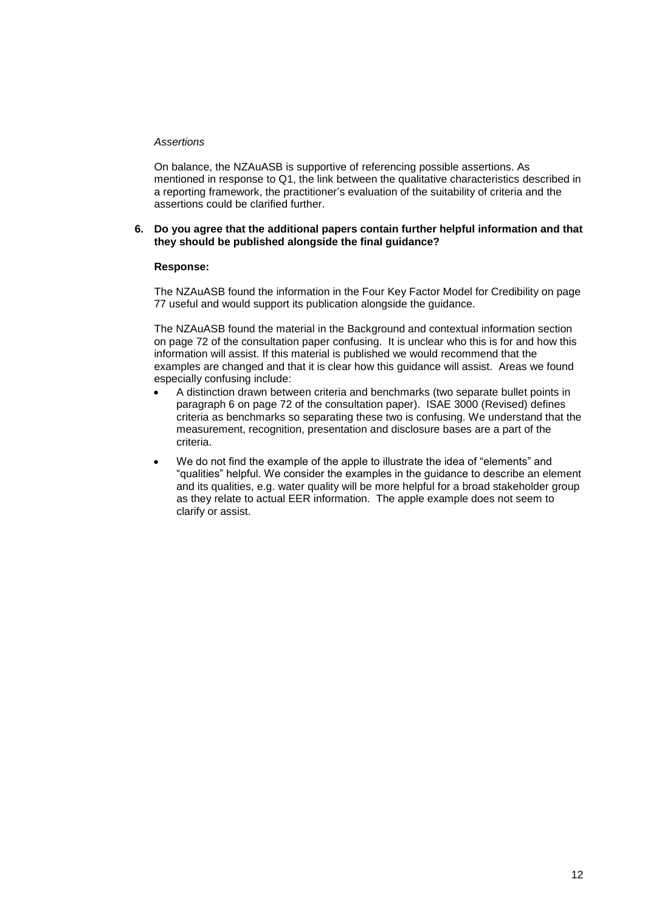*Assertions*

On balance, the NZAuASB is supportive of referencing possible assertions. As mentioned in response to Q1, the link between the qualitative characteristics described in a reporting framework, the practitioner's evaluation of the suitability of criteria and the assertions could be clarified further.

**6. Do you agree that the additional papers contain further helpful information and that they should be published alongside the final guidance?**

**Response:**

The NZAuASB found the information in the Four Key Factor Model for Credibility on page 77 useful and would support its publication alongside the guidance.

The NZAuASB found the material in the Background and contextual information section on page 72 of the consultation paper confusing. It is unclear who this is for and how this information will assist. If this material is published we would recommend that the examples are changed and that it is clear how this guidance will assist. Areas we found especially confusing include:

- A distinction drawn between criteria and benchmarks (two separate bullet points in paragraph 6 on page 72 of the consultation paper). ISAE 3000 (Revised) defines criteria as benchmarks so separating these two is confusing. We understand that the measurement, recognition, presentation and disclosure bases are a part of the criteria.
- We do not find the example of the apple to illustrate the idea of "elements" and "qualities" helpful. We consider the examples in the guidance to describe an element and its qualities, e.g. water quality will be more helpful for a broad stakeholder group as they relate to actual EER information. The apple example does not seem to clarify or assist.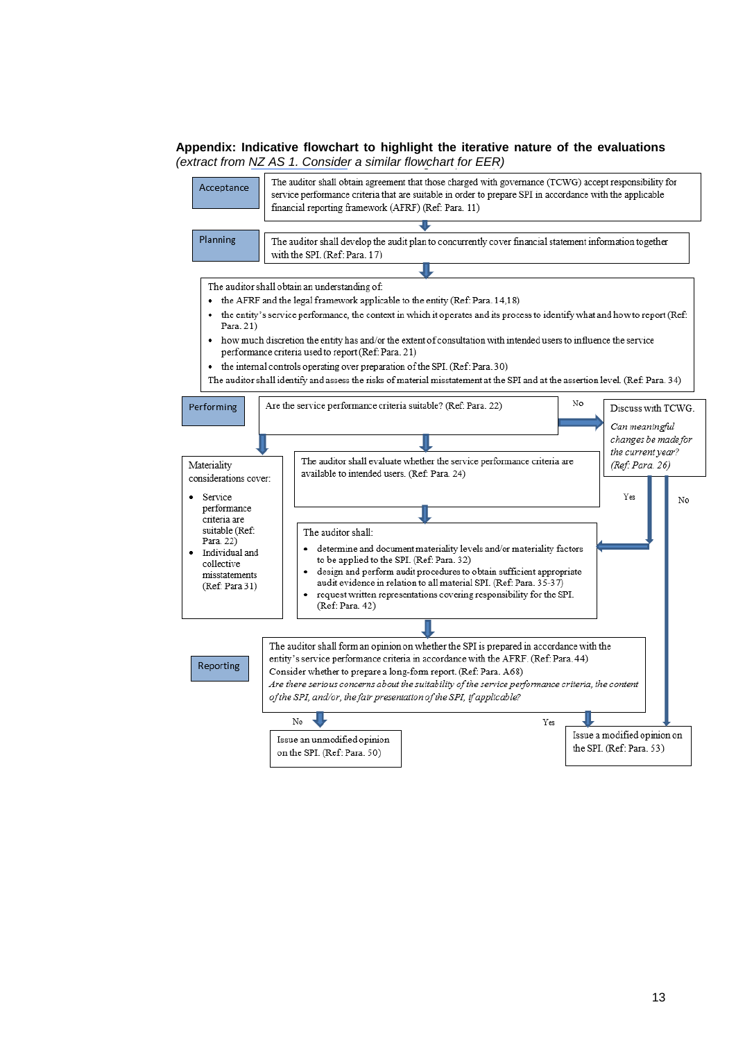**Appendix: Indicative flowchart to highlight the iterative nature of the evaluations**
*(extract from NZ AS 1. Consider a similar flowchart for EER)*

Acceptance

The auditor shall obtain agreement that those charged with governance (TCWG) accept responsibility for service performance criteria that are suitable in order to prepare SPI in accordance with the applicable financial reporting framework (AFRF) (Ref: Para. 11)

Planning

The auditor shall develop the audit plan to concurrently cover financial statement information together with the SPI. (Ref: Para. 17)

The auditor shall obtain an understanding of:

- the AFRF and the legal framework applicable to the entity (Ref: Para. 14,18)
- the entity's service performance, the context in which it operates and its process to identify what and how to report (Ref: Para. 21)
- how much discretion the entity has and/or the extent of consultation with intended users to influence the service performance criteria used to report (Ref: Para. 21)
- the internal controls operating over preparation of the SPI. (Ref: Para. 30)

The auditor shall identify and assess the risks of material misstatement at the SPI and at the assertion level. (Ref: Para. 34)

Performing

Are the service performance criteria suitable? (Ref: Para. 22)

No

Discuss with TCWG.
*Can meaningful changes be made for the current year? (Ref: Para. 26)*

Yes

No

Materiality considerations cover:

- Service performance criteria are suitable (Ref: Para. 22)
- Individual and collective misstatements (Ref: Para 31)

The auditor shall evaluate whether the service performance criteria are available to intended users. (Ref: Para. 24)

The auditor shall:

- determine and document materiality levels and/or materiality factors to be applied to the SPI. (Ref: Para. 32)
- design and perform audit procedures to obtain sufficient appropriate audit evidence in relation to all material SPI. (Ref: Para. 35-37)
- request written representations covering responsibility for the SPI. (Ref: Para. 42)

Reporting

The auditor shall form an opinion on whether the SPI is prepared in accordance with the entity's service performance criteria in accordance with the AFRF. (Ref: Para. 44)
Consider whether to prepare a long-form report. (Ref: Para. A68)
*Are there serious concerns about the suitability of the service performance criteria, the content of the SPI, and/or, the fair presentation of the SPI, if applicable?*

No

Yes

Issue an unmodified opinion on the SPI. (Ref: Para. 50)

Issue a modified opinion on the SPI. (Ref: Para. 53)